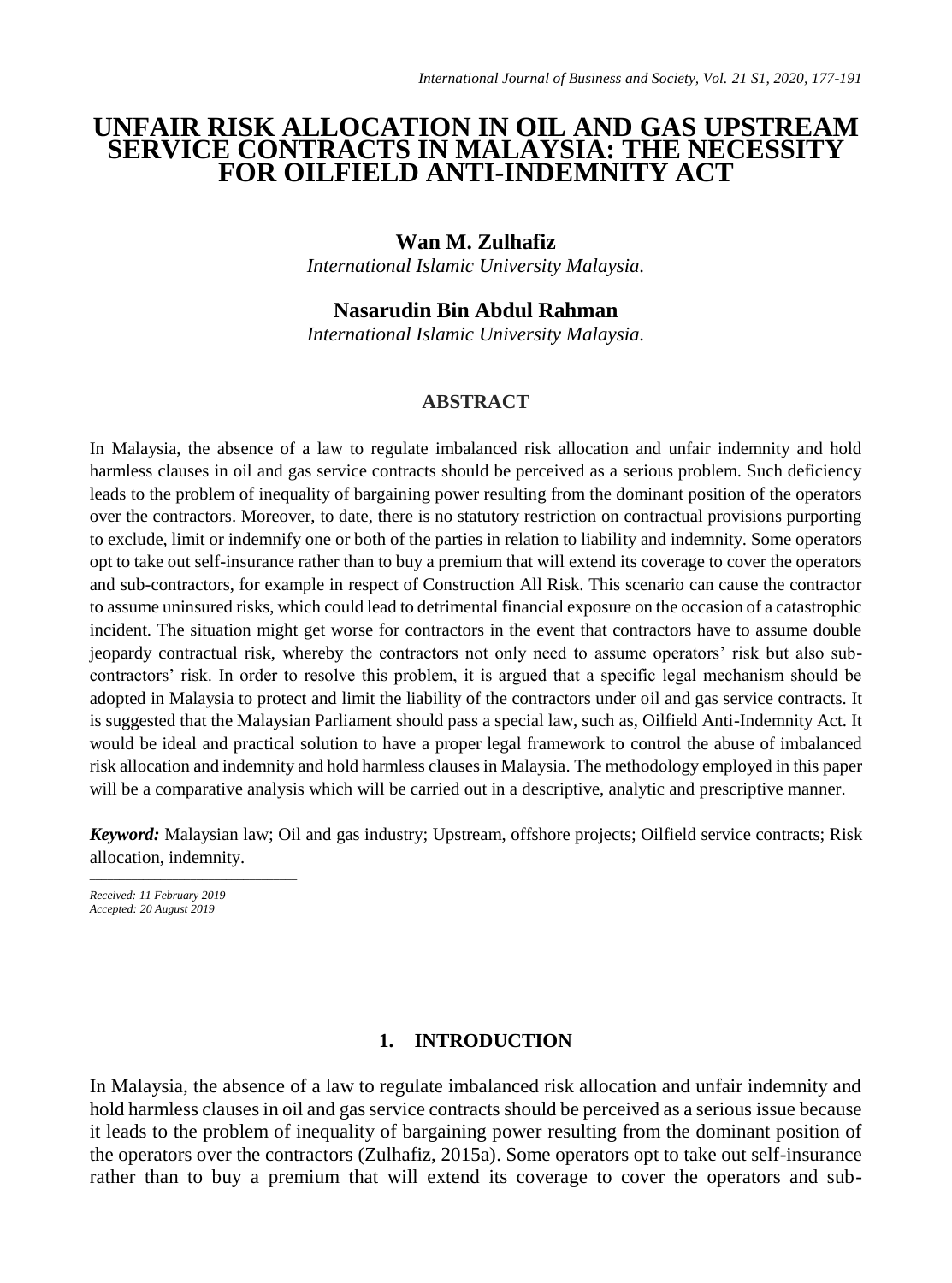# UNFAIR RISK ALLOCATION IN OIL AND GAS UPSTREAM SERVICE CONTRACTS IN MALAYSIA: THE NECESSITY FOR OILFIELD ANTI-INDEMNITY ACT

**Wan M. Zulhafiz**
*International Islamic University Malaysia.*

**Nasarudin Bin Abdul Rahman**
*International Islamic University Malaysia.*

## ABSTRACT

In Malaysia, the absence of a law to regulate imbalanced risk allocation and unfair indemnity and hold harmless clauses in oil and gas service contracts should be perceived as a serious problem. Such deficiency leads to the problem of inequality of bargaining power resulting from the dominant position of the operators over the contractors. Moreover, to date, there is no statutory restriction on contractual provisions purporting to exclude, limit or indemnify one or both of the parties in relation to liability and indemnity. Some operators opt to take out self-insurance rather than to buy a premium that will extend its coverage to cover the operators and sub-contractors, for example in respect of Construction All Risk. This scenario can cause the contractor to assume uninsured risks, which could lead to detrimental financial exposure on the occasion of a catastrophic incident. The situation might get worse for contractors in the event that contractors have to assume double jeopardy contractual risk, whereby the contractors not only need to assume operators' risk but also sub-contractors' risk. In order to resolve this problem, it is argued that a specific legal mechanism should be adopted in Malaysia to protect and limit the liability of the contractors under oil and gas service contracts. It is suggested that the Malaysian Parliament should pass a special law, such as, Oilfield Anti-Indemnity Act. It would be ideal and practical solution to have a proper legal framework to control the abuse of imbalanced risk allocation and indemnity and hold harmless clauses in Malaysia. The methodology employed in this paper will be a comparative analysis which will be carried out in a descriptive, analytic and prescriptive manner.

***Keyword:*** Malaysian law; Oil and gas industry; Upstream, offshore projects; Oilfield service contracts; Risk allocation, indemnity.

*Received: 11 February 2019*
*Accepted: 20 August 2019*

## 1. INTRODUCTION

In Malaysia, the absence of a law to regulate imbalanced risk allocation and unfair indemnity and hold harmless clauses in oil and gas service contracts should be perceived as a serious issue because it leads to the problem of inequality of bargaining power resulting from the dominant position of the operators over the contractors (Zulhafiz, 2015a). Some operators opt to take out self-insurance rather than to buy a premium that will extend its coverage to cover the operators and sub-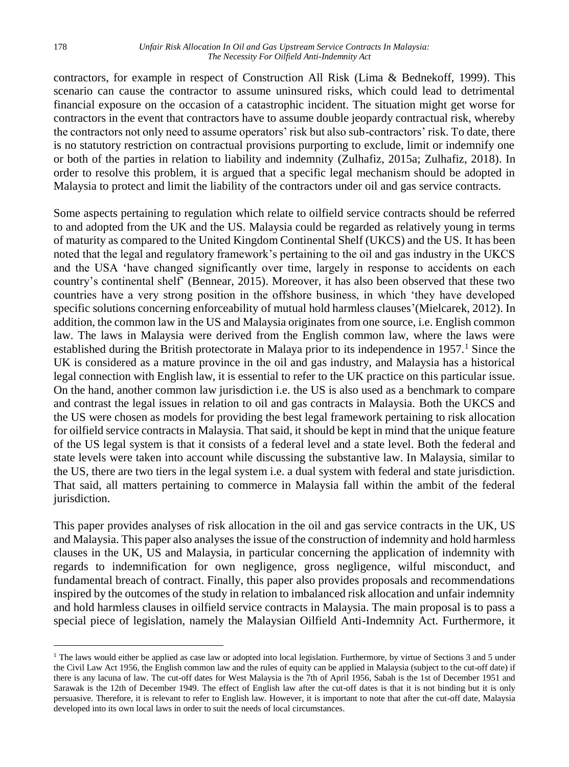contractors, for example in respect of Construction All Risk (Lima & Bednekoff, 1999). This scenario can cause the contractor to assume uninsured risks, which could lead to detrimental financial exposure on the occasion of a catastrophic incident. The situation might get worse for contractors in the event that contractors have to assume double jeopardy contractual risk, whereby the contractors not only need to assume operators' risk but also sub-contractors' risk. To date, there is no statutory restriction on contractual provisions purporting to exclude, limit or indemnify one or both of the parties in relation to liability and indemnity (Zulhafiz, 2015a; Zulhafiz, 2018). In order to resolve this problem, it is argued that a specific legal mechanism should be adopted in Malaysia to protect and limit the liability of the contractors under oil and gas service contracts.

Some aspects pertaining to regulation which relate to oilfield service contracts should be referred to and adopted from the UK and the US. Malaysia could be regarded as relatively young in terms of maturity as compared to the United Kingdom Continental Shelf (UKCS) and the US. It has been noted that the legal and regulatory framework's pertaining to the oil and gas industry in the UKCS and the USA 'have changed significantly over time, largely in response to accidents on each country's continental shelf' (Bennear, 2015). Moreover, it has also been observed that these two countries have a very strong position in the offshore business, in which 'they have developed specific solutions concerning enforceability of mutual hold harmless clauses'(Mielcarek, 2012). In addition, the common law in the US and Malaysia originates from one source, i.e. English common law. The laws in Malaysia were derived from the English common law, where the laws were established during the British protectorate in Malaya prior to its independence in 1957.[1] Since the UK is considered as a mature province in the oil and gas industry, and Malaysia has a historical legal connection with English law, it is essential to refer to the UK practice on this particular issue. On the hand, another common law jurisdiction i.e. the US is also used as a benchmark to compare and contrast the legal issues in relation to oil and gas contracts in Malaysia. Both the UKCS and the US were chosen as models for providing the best legal framework pertaining to risk allocation for oilfield service contracts in Malaysia. That said, it should be kept in mind that the unique feature of the US legal system is that it consists of a federal level and a state level. Both the federal and state levels were taken into account while discussing the substantive law. In Malaysia, similar to the US, there are two tiers in the legal system i.e. a dual system with federal and state jurisdiction. That said, all matters pertaining to commerce in Malaysia fall within the ambit of the federal jurisdiction.

This paper provides analyses of risk allocation in the oil and gas service contracts in the UK, US and Malaysia. This paper also analyses the issue of the construction of indemnity and hold harmless clauses in the UK, US and Malaysia, in particular concerning the application of indemnity with regards to indemnification for own negligence, gross negligence, wilful misconduct, and fundamental breach of contract. Finally, this paper also provides proposals and recommendations inspired by the outcomes of the study in relation to imbalanced risk allocation and unfair indemnity and hold harmless clauses in oilfield service contracts in Malaysia. The main proposal is to pass a special piece of legislation, namely the Malaysian Oilfield Anti-Indemnity Act. Furthermore, it

[1] The laws would either be applied as case law or adopted into local legislation. Furthermore, by virtue of Sections 3 and 5 under the Civil Law Act 1956, the English common law and the rules of equity can be applied in Malaysia (subject to the cut-off date) if there is any lacuna of law. The cut-off dates for West Malaysia is the 7th of April 1956, Sabah is the 1st of December 1951 and Sarawak is the 12th of December 1949. The effect of English law after the cut-off dates is that it is not binding but it is only persuasive. Therefore, it is relevant to refer to English law. However, it is important to note that after the cut-off date, Malaysia developed into its own local laws in order to suit the needs of local circumstances.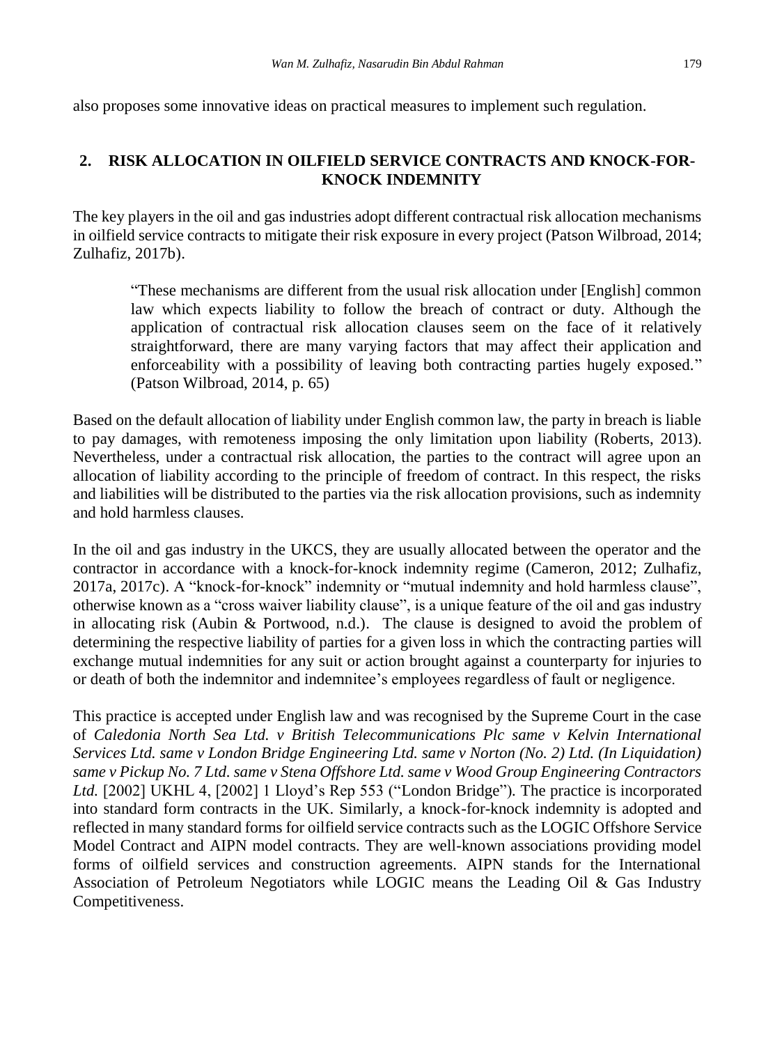also proposes some innovative ideas on practical measures to implement such regulation.

## 2. RISK ALLOCATION IN OILFIELD SERVICE CONTRACTS AND KNOCK-FOR-KNOCK INDEMNITY

The key players in the oil and gas industries adopt different contractual risk allocation mechanisms in oilfield service contracts to mitigate their risk exposure in every project (Patson Wilbroad, 2014; Zulhafiz, 2017b).

> "These mechanisms are different from the usual risk allocation under [English] common law which expects liability to follow the breach of contract or duty. Although the application of contractual risk allocation clauses seem on the face of it relatively straightforward, there are many varying factors that may affect their application and enforceability with a possibility of leaving both contracting parties hugely exposed." (Patson Wilbroad, 2014, p. 65)

Based on the default allocation of liability under English common law, the party in breach is liable to pay damages, with remoteness imposing the only limitation upon liability (Roberts, 2013). Nevertheless, under a contractual risk allocation, the parties to the contract will agree upon an allocation of liability according to the principle of freedom of contract. In this respect, the risks and liabilities will be distributed to the parties via the risk allocation provisions, such as indemnity and hold harmless clauses.

In the oil and gas industry in the UKCS, they are usually allocated between the operator and the contractor in accordance with a knock-for-knock indemnity regime (Cameron, 2012; Zulhafiz, 2017a, 2017c). A "knock-for-knock" indemnity or "mutual indemnity and hold harmless clause", otherwise known as a "cross waiver liability clause", is a unique feature of the oil and gas industry in allocating risk (Aubin & Portwood, n.d.). The clause is designed to avoid the problem of determining the respective liability of parties for a given loss in which the contracting parties will exchange mutual indemnities for any suit or action brought against a counterparty for injuries to or death of both the indemnitor and indemnitee's employees regardless of fault or negligence.

This practice is accepted under English law and was recognised by the Supreme Court in the case of *Caledonia North Sea Ltd. v British Telecommunications Plc same v Kelvin International Services Ltd. same v London Bridge Engineering Ltd. same v Norton (No. 2) Ltd. (In Liquidation) same v Pickup No. 7 Ltd. same v Stena Offshore Ltd. same v Wood Group Engineering Contractors Ltd.* [2002] UKHL 4, [2002] 1 Lloyd's Rep 553 ("London Bridge"). The practice is incorporated into standard form contracts in the UK. Similarly, a knock-for-knock indemnity is adopted and reflected in many standard forms for oilfield service contracts such as the LOGIC Offshore Service Model Contract and AIPN model contracts. They are well-known associations providing model forms of oilfield services and construction agreements. AIPN stands for the International Association of Petroleum Negotiators while LOGIC means the Leading Oil & Gas Industry Competitiveness.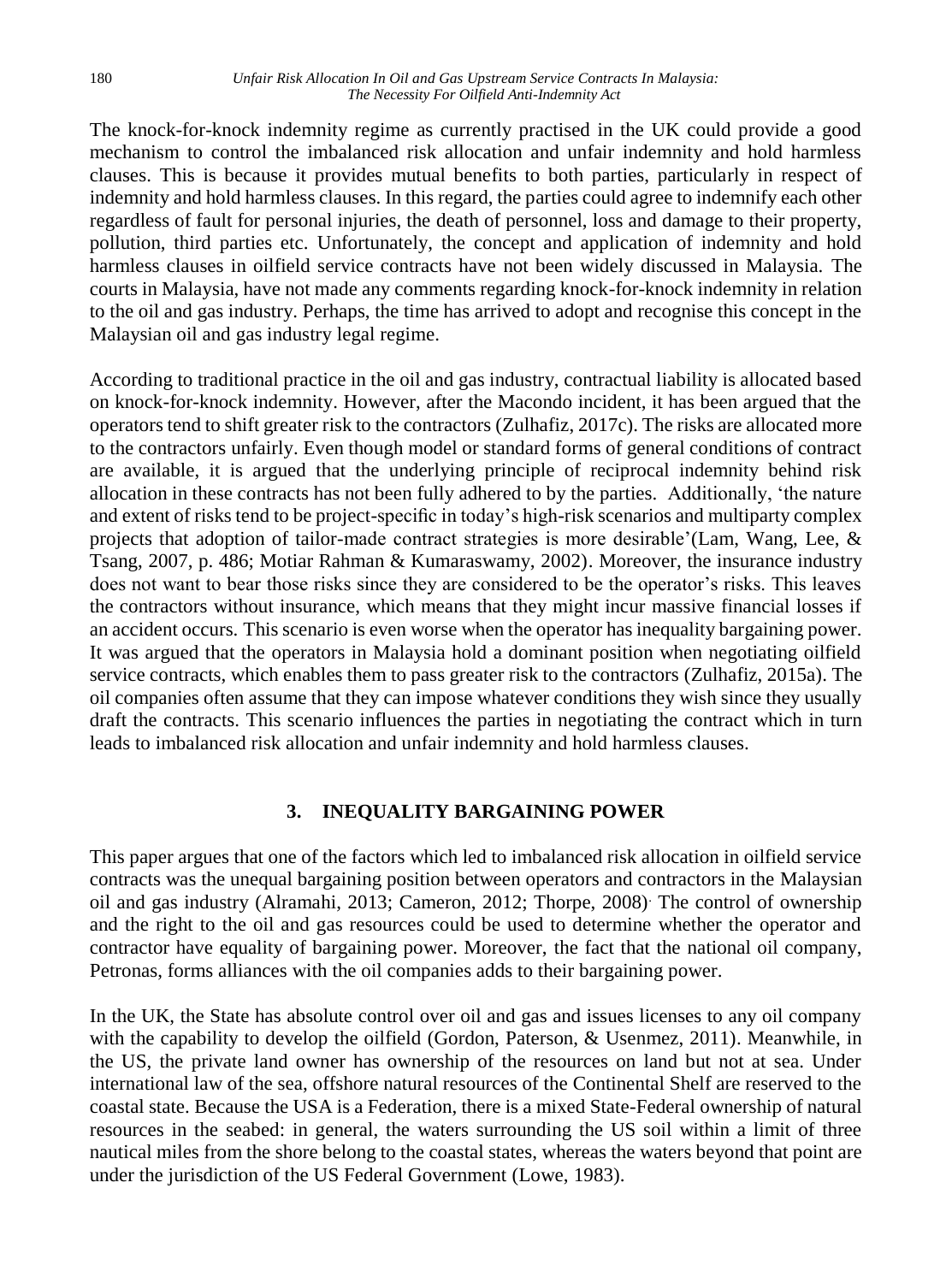The knock-for-knock indemnity regime as currently practised in the UK could provide a good mechanism to control the imbalanced risk allocation and unfair indemnity and hold harmless clauses. This is because it provides mutual benefits to both parties, particularly in respect of indemnity and hold harmless clauses. In this regard, the parties could agree to indemnify each other regardless of fault for personal injuries, the death of personnel, loss and damage to their property, pollution, third parties etc. Unfortunately, the concept and application of indemnity and hold harmless clauses in oilfield service contracts have not been widely discussed in Malaysia. The courts in Malaysia, have not made any comments regarding knock-for-knock indemnity in relation to the oil and gas industry. Perhaps, the time has arrived to adopt and recognise this concept in the Malaysian oil and gas industry legal regime.

According to traditional practice in the oil and gas industry, contractual liability is allocated based on knock-for-knock indemnity. However, after the Macondo incident, it has been argued that the operators tend to shift greater risk to the contractors (Zulhafiz, 2017c). The risks are allocated more to the contractors unfairly. Even though model or standard forms of general conditions of contract are available, it is argued that the underlying principle of reciprocal indemnity behind risk allocation in these contracts has not been fully adhered to by the parties. Additionally, 'the nature and extent of risks tend to be project-specific in today's high-risk scenarios and multiparty complex projects that adoption of tailor-made contract strategies is more desirable'(Lam, Wang, Lee, & Tsang, 2007, p. 486; Motiar Rahman & Kumaraswamy, 2002). Moreover, the insurance industry does not want to bear those risks since they are considered to be the operator's risks. This leaves the contractors without insurance, which means that they might incur massive financial losses if an accident occurs. This scenario is even worse when the operator has inequality bargaining power. It was argued that the operators in Malaysia hold a dominant position when negotiating oilfield service contracts, which enables them to pass greater risk to the contractors (Zulhafiz, 2015a). The oil companies often assume that they can impose whatever conditions they wish since they usually draft the contracts. This scenario influences the parties in negotiating the contract which in turn leads to imbalanced risk allocation and unfair indemnity and hold harmless clauses.

## 3. INEQUALITY BARGAINING POWER

This paper argues that one of the factors which led to imbalanced risk allocation in oilfield service contracts was the unequal bargaining position between operators and contractors in the Malaysian oil and gas industry (Alramahi, 2013; Cameron, 2012; Thorpe, 2008). The control of ownership and the right to the oil and gas resources could be used to determine whether the operator and contractor have equality of bargaining power. Moreover, the fact that the national oil company, Petronas, forms alliances with the oil companies adds to their bargaining power.

In the UK, the State has absolute control over oil and gas and issues licenses to any oil company with the capability to develop the oilfield (Gordon, Paterson, & Usenmez, 2011). Meanwhile, in the US, the private land owner has ownership of the resources on land but not at sea. Under international law of the sea, offshore natural resources of the Continental Shelf are reserved to the coastal state. Because the USA is a Federation, there is a mixed State-Federal ownership of natural resources in the seabed: in general, the waters surrounding the US soil within a limit of three nautical miles from the shore belong to the coastal states, whereas the waters beyond that point are under the jurisdiction of the US Federal Government (Lowe, 1983).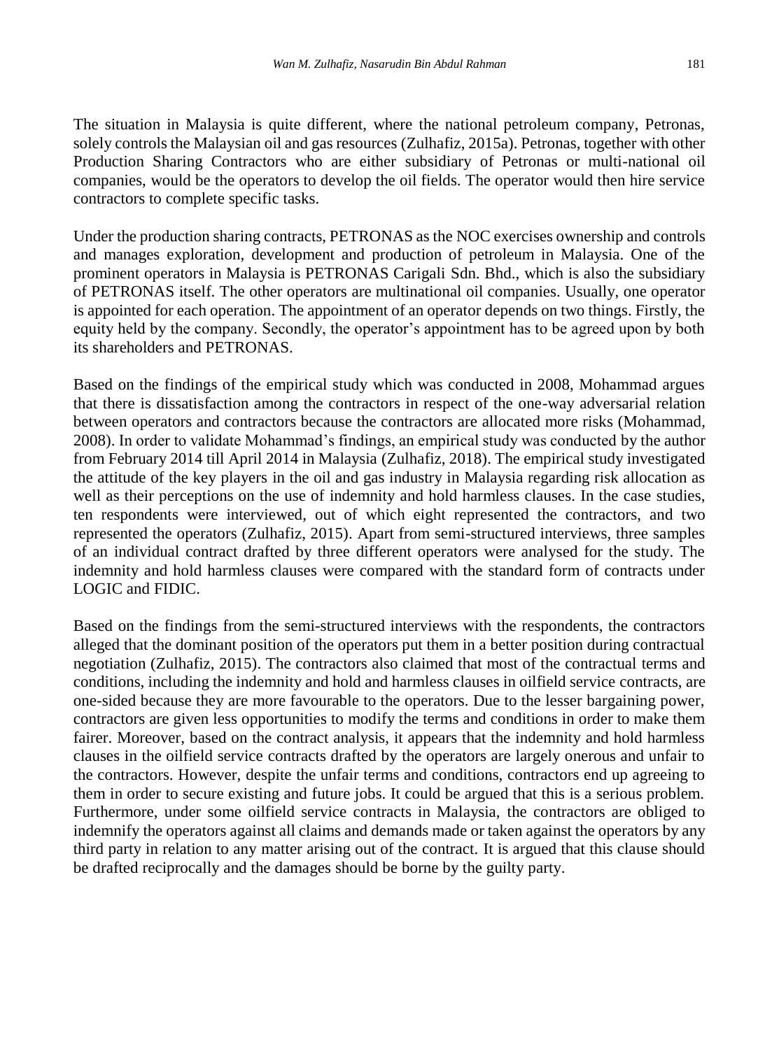The situation in Malaysia is quite different, where the national petroleum company, Petronas, solely controls the Malaysian oil and gas resources (Zulhafiz, 2015a). Petronas, together with other Production Sharing Contractors who are either subsidiary of Petronas or multi-national oil companies, would be the operators to develop the oil fields. The operator would then hire service contractors to complete specific tasks.

Under the production sharing contracts, PETRONAS as the NOC exercises ownership and controls and manages exploration, development and production of petroleum in Malaysia. One of the prominent operators in Malaysia is PETRONAS Carigali Sdn. Bhd., which is also the subsidiary of PETRONAS itself. The other operators are multinational oil companies. Usually, one operator is appointed for each operation. The appointment of an operator depends on two things. Firstly, the equity held by the company. Secondly, the operator's appointment has to be agreed upon by both its shareholders and PETRONAS.

Based on the findings of the empirical study which was conducted in 2008, Mohammad argues that there is dissatisfaction among the contractors in respect of the one-way adversarial relation between operators and contractors because the contractors are allocated more risks (Mohammad, 2008). In order to validate Mohammad's findings, an empirical study was conducted by the author from February 2014 till April 2014 in Malaysia (Zulhafiz, 2018). The empirical study investigated the attitude of the key players in the oil and gas industry in Malaysia regarding risk allocation as well as their perceptions on the use of indemnity and hold harmless clauses. In the case studies, ten respondents were interviewed, out of which eight represented the contractors, and two represented the operators (Zulhafiz, 2015). Apart from semi-structured interviews, three samples of an individual contract drafted by three different operators were analysed for the study. The indemnity and hold harmless clauses were compared with the standard form of contracts under LOGIC and FIDIC.

Based on the findings from the semi-structured interviews with the respondents, the contractors alleged that the dominant position of the operators put them in a better position during contractual negotiation (Zulhafiz, 2015). The contractors also claimed that most of the contractual terms and conditions, including the indemnity and hold and harmless clauses in oilfield service contracts, are one-sided because they are more favourable to the operators. Due to the lesser bargaining power, contractors are given less opportunities to modify the terms and conditions in order to make them fairer. Moreover, based on the contract analysis, it appears that the indemnity and hold harmless clauses in the oilfield service contracts drafted by the operators are largely onerous and unfair to the contractors. However, despite the unfair terms and conditions, contractors end up agreeing to them in order to secure existing and future jobs. It could be argued that this is a serious problem. Furthermore, under some oilfield service contracts in Malaysia, the contractors are obliged to indemnify the operators against all claims and demands made or taken against the operators by any third party in relation to any matter arising out of the contract. It is argued that this clause should be drafted reciprocally and the damages should be borne by the guilty party.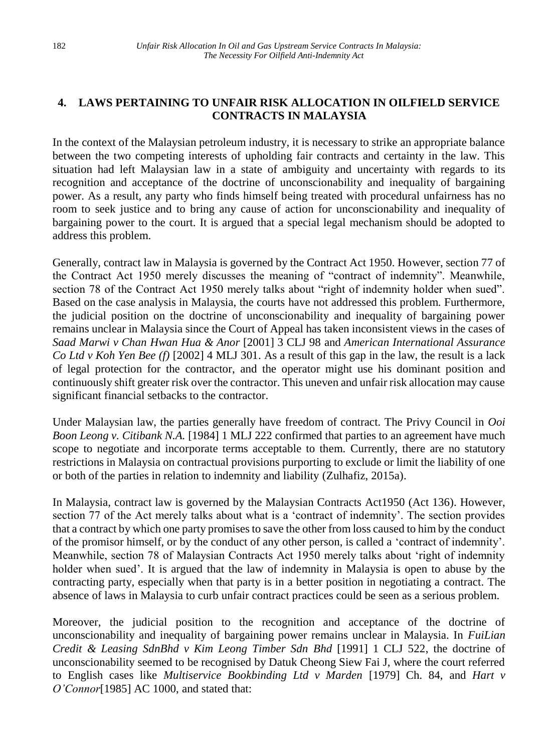## 4. LAWS PERTAINING TO UNFAIR RISK ALLOCATION IN OILFIELD SERVICE CONTRACTS IN MALAYSIA

In the context of the Malaysian petroleum industry, it is necessary to strike an appropriate balance between the two competing interests of upholding fair contracts and certainty in the law. This situation had left Malaysian law in a state of ambiguity and uncertainty with regards to its recognition and acceptance of the doctrine of unconscionability and inequality of bargaining power. As a result, any party who finds himself being treated with procedural unfairness has no room to seek justice and to bring any cause of action for unconscionability and inequality of bargaining power to the court. It is argued that a special legal mechanism should be adopted to address this problem.

Generally, contract law in Malaysia is governed by the Contract Act 1950. However, section 77 of the Contract Act 1950 merely discusses the meaning of "contract of indemnity". Meanwhile, section 78 of the Contract Act 1950 merely talks about "right of indemnity holder when sued". Based on the case analysis in Malaysia, the courts have not addressed this problem. Furthermore, the judicial position on the doctrine of unconscionability and inequality of bargaining power remains unclear in Malaysia since the Court of Appeal has taken inconsistent views in the cases of *Saad Marwi v Chan Hwan Hua & Anor* [2001] 3 CLJ 98 and *American International Assurance Co Ltd v Koh Yen Bee (f)* [2002] 4 MLJ 301. As a result of this gap in the law, the result is a lack of legal protection for the contractor, and the operator might use his dominant position and continuously shift greater risk over the contractor. This uneven and unfair risk allocation may cause significant financial setbacks to the contractor.

Under Malaysian law, the parties generally have freedom of contract. The Privy Council in *Ooi Boon Leong v. Citibank N.A.* [1984] 1 MLJ 222 confirmed that parties to an agreement have much scope to negotiate and incorporate terms acceptable to them. Currently, there are no statutory restrictions in Malaysia on contractual provisions purporting to exclude or limit the liability of one or both of the parties in relation to indemnity and liability (Zulhafiz, 2015a).

In Malaysia, contract law is governed by the Malaysian Contracts Act1950 (Act 136). However, section 77 of the Act merely talks about what is a 'contract of indemnity'. The section provides that a contract by which one party promises to save the other from loss caused to him by the conduct of the promisor himself, or by the conduct of any other person, is called a 'contract of indemnity'. Meanwhile, section 78 of Malaysian Contracts Act 1950 merely talks about 'right of indemnity holder when sued'. It is argued that the law of indemnity in Malaysia is open to abuse by the contracting party, especially when that party is in a better position in negotiating a contract. The absence of laws in Malaysia to curb unfair contract practices could be seen as a serious problem.

Moreover, the judicial position to the recognition and acceptance of the doctrine of unconscionability and inequality of bargaining power remains unclear in Malaysia. In *FuiLian Credit & Leasing SdnBhd v Kim Leong Timber Sdn Bhd* [1991] 1 CLJ 522, the doctrine of unconscionability seemed to be recognised by Datuk Cheong Siew Fai J, where the court referred to English cases like *Multiservice Bookbinding Ltd v Marden* [1979] Ch. 84, and *Hart v O'Connor*[1985] AC 1000, and stated that: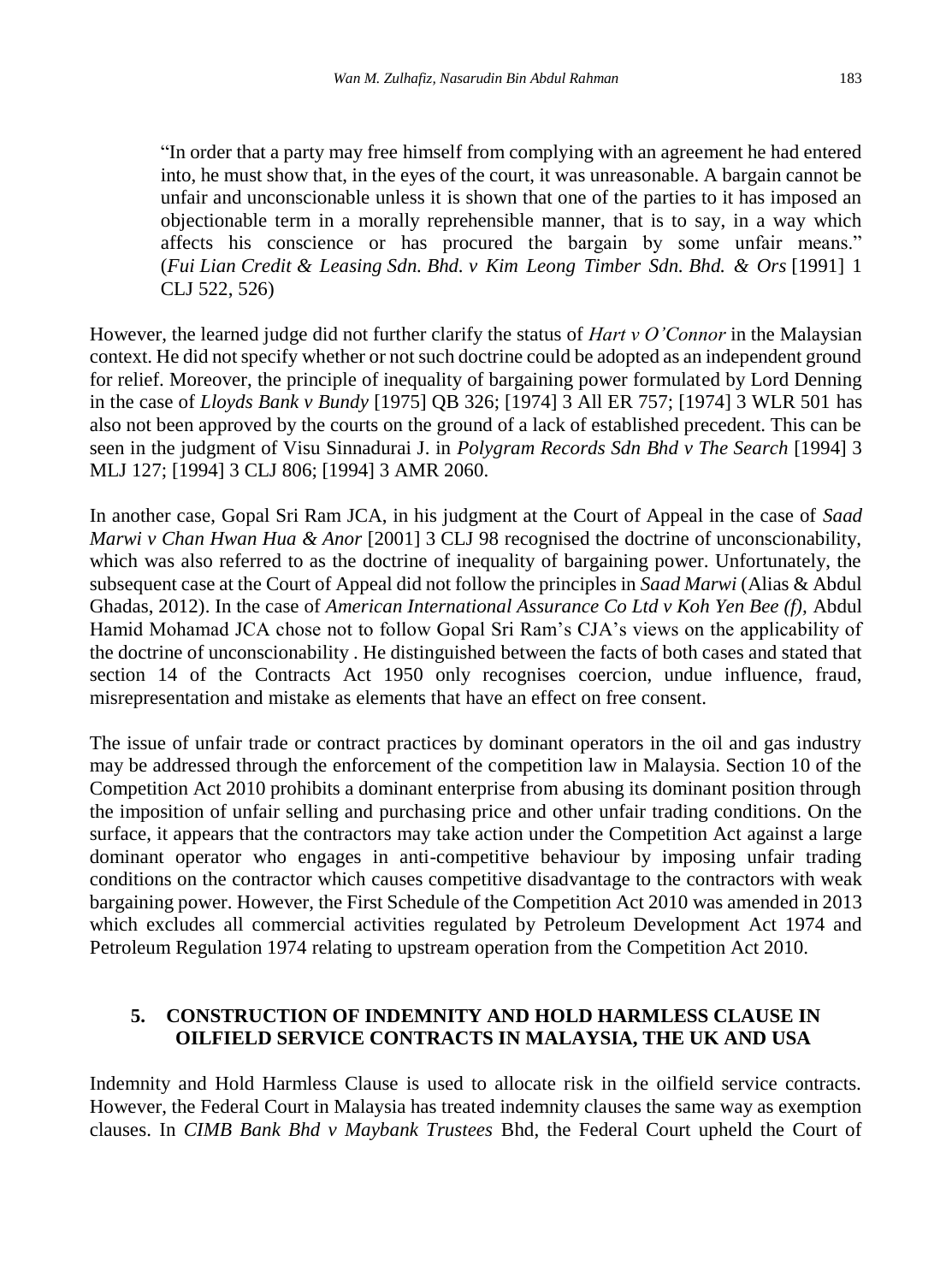> "In order that a party may free himself from complying with an agreement he had entered into, he must show that, in the eyes of the court, it was unreasonable. A bargain cannot be unfair and unconscionable unless it is shown that one of the parties to it has imposed an objectionable term in a morally reprehensible manner, that is to say, in a way which affects his conscience or has procured the bargain by some unfair means." (*Fui Lian Credit & Leasing Sdn. Bhd. v Kim Leong Timber Sdn. Bhd. & Ors* [1991] 1 CLJ 522, 526)

However, the learned judge did not further clarify the status of *Hart v O'Connor* in the Malaysian context. He did not specify whether or not such doctrine could be adopted as an independent ground for relief. Moreover, the principle of inequality of bargaining power formulated by Lord Denning in the case of *Lloyds Bank v Bundy* [1975] QB 326; [1974] 3 All ER 757; [1974] 3 WLR 501 has also not been approved by the courts on the ground of a lack of established precedent. This can be seen in the judgment of Visu Sinnadurai J. in *Polygram Records Sdn Bhd v The Search* [1994] 3 MLJ 127; [1994] 3 CLJ 806; [1994] 3 AMR 2060.

In another case, Gopal Sri Ram JCA, in his judgment at the Court of Appeal in the case of *Saad Marwi v Chan Hwan Hua & Anor* [2001] 3 CLJ 98 recognised the doctrine of unconscionability, which was also referred to as the doctrine of inequality of bargaining power. Unfortunately, the subsequent case at the Court of Appeal did not follow the principles in *Saad Marwi* (Alias & Abdul Ghadas, 2012). In the case of *American International Assurance Co Ltd v Koh Yen Bee (f)*, Abdul Hamid Mohamad JCA chose not to follow Gopal Sri Ram's CJA's views on the applicability of the doctrine of unconscionability . He distinguished between the facts of both cases and stated that section 14 of the Contracts Act 1950 only recognises coercion, undue influence, fraud, misrepresentation and mistake as elements that have an effect on free consent.

The issue of unfair trade or contract practices by dominant operators in the oil and gas industry may be addressed through the enforcement of the competition law in Malaysia. Section 10 of the Competition Act 2010 prohibits a dominant enterprise from abusing its dominant position through the imposition of unfair selling and purchasing price and other unfair trading conditions. On the surface, it appears that the contractors may take action under the Competition Act against a large dominant operator who engages in anti-competitive behaviour by imposing unfair trading conditions on the contractor which causes competitive disadvantage to the contractors with weak bargaining power. However, the First Schedule of the Competition Act 2010 was amended in 2013 which excludes all commercial activities regulated by Petroleum Development Act 1974 and Petroleum Regulation 1974 relating to upstream operation from the Competition Act 2010.

## 5. CONSTRUCTION OF INDEMNITY AND HOLD HARMLESS CLAUSE IN OILFIELD SERVICE CONTRACTS IN MALAYSIA, THE UK AND USA

Indemnity and Hold Harmless Clause is used to allocate risk in the oilfield service contracts. However, the Federal Court in Malaysia has treated indemnity clauses the same way as exemption clauses. In *CIMB Bank Bhd v Maybank Trustees* Bhd, the Federal Court upheld the Court of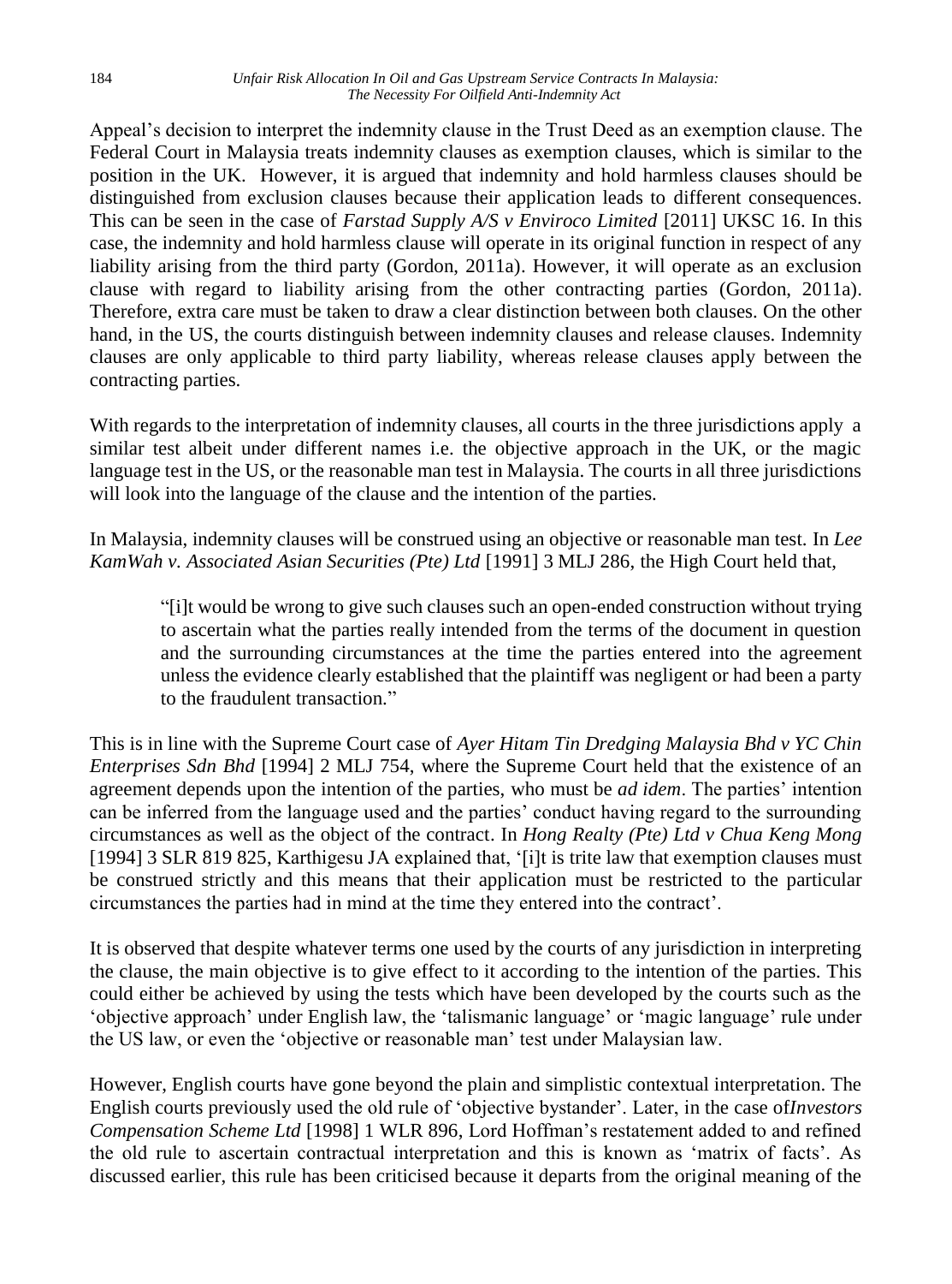Appeal's decision to interpret the indemnity clause in the Trust Deed as an exemption clause. The Federal Court in Malaysia treats indemnity clauses as exemption clauses, which is similar to the position in the UK. However, it is argued that indemnity and hold harmless clauses should be distinguished from exclusion clauses because their application leads to different consequences. This can be seen in the case of *Farstad Supply A/S v Enviroco Limited* [2011] UKSC 16. In this case, the indemnity and hold harmless clause will operate in its original function in respect of any liability arising from the third party (Gordon, 2011a). However, it will operate as an exclusion clause with regard to liability arising from the other contracting parties (Gordon, 2011a). Therefore, extra care must be taken to draw a clear distinction between both clauses. On the other hand, in the US, the courts distinguish between indemnity clauses and release clauses. Indemnity clauses are only applicable to third party liability, whereas release clauses apply between the contracting parties.

With regards to the interpretation of indemnity clauses, all courts in the three jurisdictions apply a similar test albeit under different names i.e. the objective approach in the UK, or the magic language test in the US, or the reasonable man test in Malaysia. The courts in all three jurisdictions will look into the language of the clause and the intention of the parties.

In Malaysia, indemnity clauses will be construed using an objective or reasonable man test. In *Lee KamWah v. Associated Asian Securities (Pte) Ltd* [1991] 3 MLJ 286, the High Court held that,

> "[i]t would be wrong to give such clauses such an open-ended construction without trying to ascertain what the parties really intended from the terms of the document in question and the surrounding circumstances at the time the parties entered into the agreement unless the evidence clearly established that the plaintiff was negligent or had been a party to the fraudulent transaction."

This is in line with the Supreme Court case of *Ayer Hitam Tin Dredging Malaysia Bhd v YC Chin Enterprises Sdn Bhd* [1994] 2 MLJ 754, where the Supreme Court held that the existence of an agreement depends upon the intention of the parties, who must be *ad idem*. The parties' intention can be inferred from the language used and the parties' conduct having regard to the surrounding circumstances as well as the object of the contract. In *Hong Realty (Pte) Ltd v Chua Keng Mong* [1994] 3 SLR 819 825, Karthigesu JA explained that, '[i]t is trite law that exemption clauses must be construed strictly and this means that their application must be restricted to the particular circumstances the parties had in mind at the time they entered into the contract'.

It is observed that despite whatever terms one used by the courts of any jurisdiction in interpreting the clause, the main objective is to give effect to it according to the intention of the parties. This could either be achieved by using the tests which have been developed by the courts such as the 'objective approach' under English law, the 'talismanic language' or 'magic language' rule under the US law, or even the 'objective or reasonable man' test under Malaysian law.

However, English courts have gone beyond the plain and simplistic contextual interpretation. The English courts previously used the old rule of 'objective bystander'. Later, in the case of*Investors Compensation Scheme Ltd* [1998] 1 WLR 896, Lord Hoffman's restatement added to and refined the old rule to ascertain contractual interpretation and this is known as 'matrix of facts'. As discussed earlier, this rule has been criticised because it departs from the original meaning of the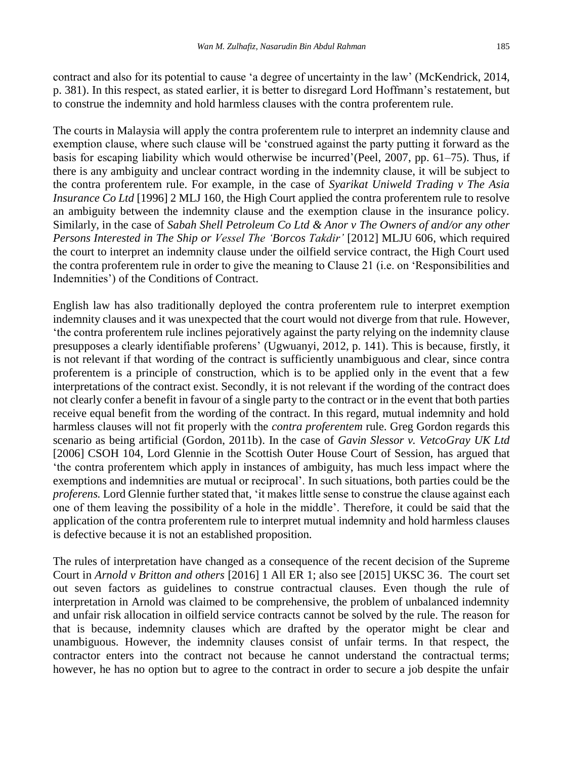contract and also for its potential to cause 'a degree of uncertainty in the law' (McKendrick, 2014, p. 381). In this respect, as stated earlier, it is better to disregard Lord Hoffmann's restatement, but to construe the indemnity and hold harmless clauses with the contra proferentem rule.

The courts in Malaysia will apply the contra proferentem rule to interpret an indemnity clause and exemption clause, where such clause will be 'construed against the party putting it forward as the basis for escaping liability which would otherwise be incurred'(Peel, 2007, pp. 61–75). Thus, if there is any ambiguity and unclear contract wording in the indemnity clause, it will be subject to the contra proferentem rule. For example, in the case of *Syarikat Uniweld Trading v The Asia Insurance Co Ltd* [1996] 2 MLJ 160, the High Court applied the contra proferentem rule to resolve an ambiguity between the indemnity clause and the exemption clause in the insurance policy. Similarly, in the case of *Sabah Shell Petroleum Co Ltd & Anor v The Owners of and/or any other Persons Interested in The Ship or Vessel The 'Borcos Takdir'* [2012] MLJU 606, which required the court to interpret an indemnity clause under the oilfield service contract, the High Court used the contra proferentem rule in order to give the meaning to Clause 21 (i.e. on 'Responsibilities and Indemnities') of the Conditions of Contract.

English law has also traditionally deployed the contra proferentem rule to interpret exemption indemnity clauses and it was unexpected that the court would not diverge from that rule. However, 'the contra proferentem rule inclines pejoratively against the party relying on the indemnity clause presupposes a clearly identifiable proferens' (Ugwuanyi, 2012, p. 141). This is because, firstly, it is not relevant if that wording of the contract is sufficiently unambiguous and clear, since contra proferentem is a principle of construction, which is to be applied only in the event that a few interpretations of the contract exist. Secondly, it is not relevant if the wording of the contract does not clearly confer a benefit in favour of a single party to the contract or in the event that both parties receive equal benefit from the wording of the contract. In this regard, mutual indemnity and hold harmless clauses will not fit properly with the *contra proferentem* rule. Greg Gordon regards this scenario as being artificial (Gordon, 2011b). In the case of *Gavin Slessor v. VetcoGray UK Ltd* [2006] CSOH 104, Lord Glennie in the Scottish Outer House Court of Session, has argued that 'the contra proferentem which apply in instances of ambiguity, has much less impact where the exemptions and indemnities are mutual or reciprocal'. In such situations, both parties could be the *proferens.* Lord Glennie further stated that, 'it makes little sense to construe the clause against each one of them leaving the possibility of a hole in the middle'. Therefore, it could be said that the application of the contra proferentem rule to interpret mutual indemnity and hold harmless clauses is defective because it is not an established proposition.

The rules of interpretation have changed as a consequence of the recent decision of the Supreme Court in *Arnold v Britton and others* [2016] 1 All ER 1; also see [2015] UKSC 36. The court set out seven factors as guidelines to construe contractual clauses. Even though the rule of interpretation in Arnold was claimed to be comprehensive, the problem of unbalanced indemnity and unfair risk allocation in oilfield service contracts cannot be solved by the rule. The reason for that is because, indemnity clauses which are drafted by the operator might be clear and unambiguous. However, the indemnity clauses consist of unfair terms. In that respect, the contractor enters into the contract not because he cannot understand the contractual terms; however, he has no option but to agree to the contract in order to secure a job despite the unfair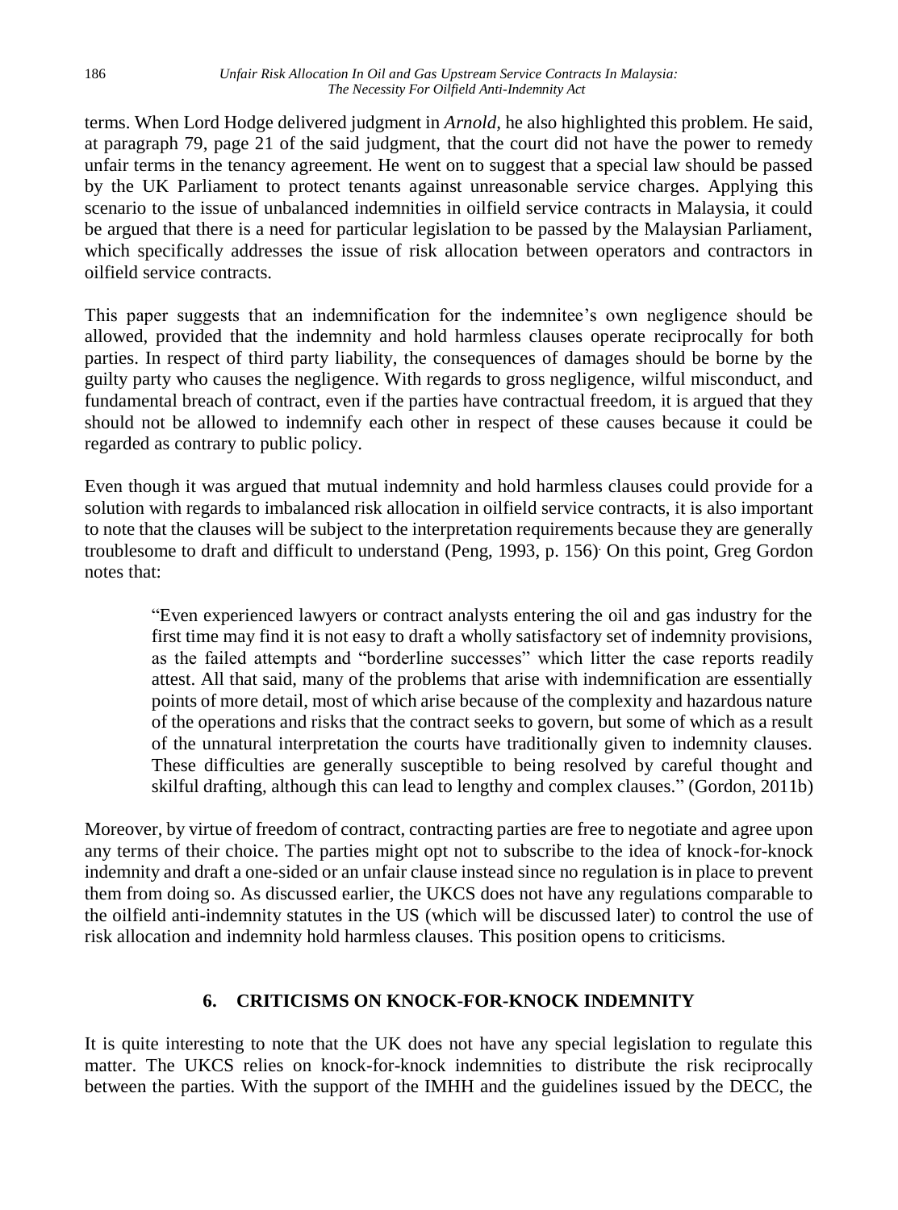terms. When Lord Hodge delivered judgment in *Arnold*, he also highlighted this problem. He said, at paragraph 79, page 21 of the said judgment, that the court did not have the power to remedy unfair terms in the tenancy agreement. He went on to suggest that a special law should be passed by the UK Parliament to protect tenants against unreasonable service charges. Applying this scenario to the issue of unbalanced indemnities in oilfield service contracts in Malaysia, it could be argued that there is a need for particular legislation to be passed by the Malaysian Parliament, which specifically addresses the issue of risk allocation between operators and contractors in oilfield service contracts.

This paper suggests that an indemnification for the indemnitee's own negligence should be allowed, provided that the indemnity and hold harmless clauses operate reciprocally for both parties. In respect of third party liability, the consequences of damages should be borne by the guilty party who causes the negligence. With regards to gross negligence, wilful misconduct, and fundamental breach of contract, even if the parties have contractual freedom, it is argued that they should not be allowed to indemnify each other in respect of these causes because it could be regarded as contrary to public policy.

Even though it was argued that mutual indemnity and hold harmless clauses could provide for a solution with regards to imbalanced risk allocation in oilfield service contracts, it is also important to note that the clauses will be subject to the interpretation requirements because they are generally troublesome to draft and difficult to understand (Peng, 1993, p. 156). On this point, Greg Gordon notes that:

> "Even experienced lawyers or contract analysts entering the oil and gas industry for the first time may find it is not easy to draft a wholly satisfactory set of indemnity provisions, as the failed attempts and "borderline successes" which litter the case reports readily attest. All that said, many of the problems that arise with indemnification are essentially points of more detail, most of which arise because of the complexity and hazardous nature of the operations and risks that the contract seeks to govern, but some of which as a result of the unnatural interpretation the courts have traditionally given to indemnity clauses. These difficulties are generally susceptible to being resolved by careful thought and skilful drafting, although this can lead to lengthy and complex clauses." (Gordon, 2011b)

Moreover, by virtue of freedom of contract, contracting parties are free to negotiate and agree upon any terms of their choice. The parties might opt not to subscribe to the idea of knock-for-knock indemnity and draft a one-sided or an unfair clause instead since no regulation is in place to prevent them from doing so. As discussed earlier, the UKCS does not have any regulations comparable to the oilfield anti-indemnity statutes in the US (which will be discussed later) to control the use of risk allocation and indemnity hold harmless clauses. This position opens to criticisms.

## 6. CRITICISMS ON KNOCK-FOR-KNOCK INDEMNITY

It is quite interesting to note that the UK does not have any special legislation to regulate this matter. The UKCS relies on knock-for-knock indemnities to distribute the risk reciprocally between the parties. With the support of the IMHH and the guidelines issued by the DECC, the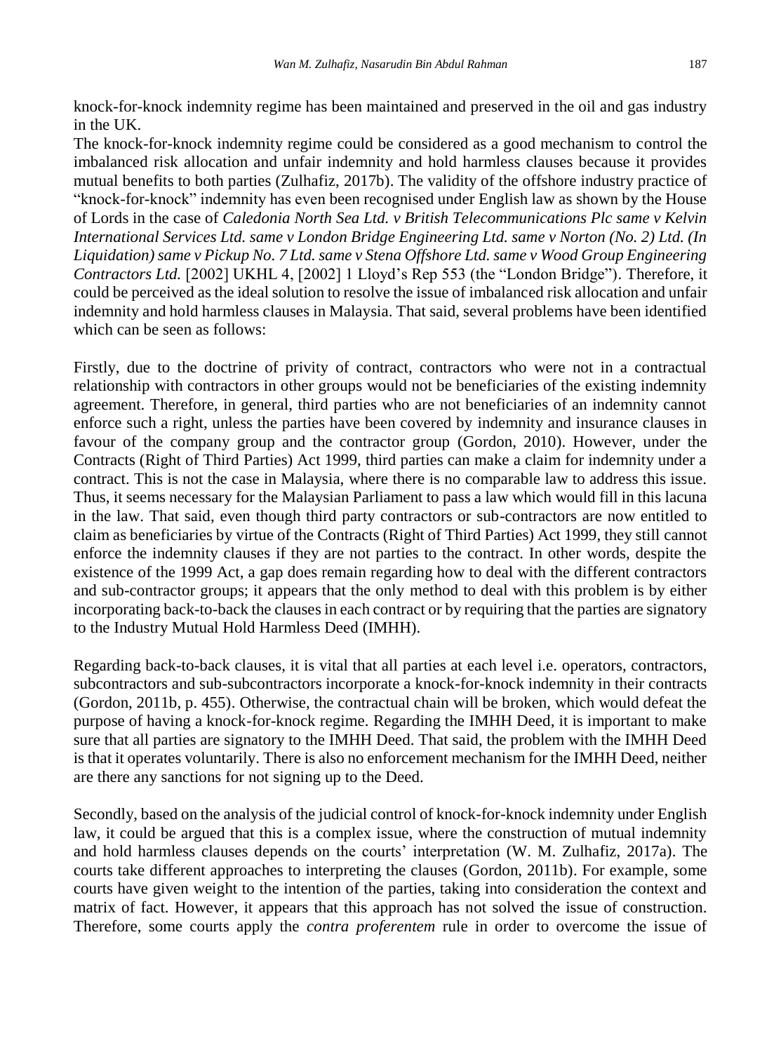knock-for-knock indemnity regime has been maintained and preserved in the oil and gas industry in the UK.

The knock-for-knock indemnity regime could be considered as a good mechanism to control the imbalanced risk allocation and unfair indemnity and hold harmless clauses because it provides mutual benefits to both parties (Zulhafiz, 2017b). The validity of the offshore industry practice of "knock-for-knock" indemnity has even been recognised under English law as shown by the House of Lords in the case of *Caledonia North Sea Ltd. v British Telecommunications Plc same v Kelvin International Services Ltd. same v London Bridge Engineering Ltd. same v Norton (No. 2) Ltd. (In Liquidation) same v Pickup No. 7 Ltd. same v Stena Offshore Ltd. same v Wood Group Engineering Contractors Ltd.* [2002] UKHL 4, [2002] 1 Lloyd's Rep 553 (the "London Bridge"). Therefore, it could be perceived as the ideal solution to resolve the issue of imbalanced risk allocation and unfair indemnity and hold harmless clauses in Malaysia. That said, several problems have been identified which can be seen as follows:

Firstly, due to the doctrine of privity of contract, contractors who were not in a contractual relationship with contractors in other groups would not be beneficiaries of the existing indemnity agreement. Therefore, in general, third parties who are not beneficiaries of an indemnity cannot enforce such a right, unless the parties have been covered by indemnity and insurance clauses in favour of the company group and the contractor group (Gordon, 2010). However, under the Contracts (Right of Third Parties) Act 1999, third parties can make a claim for indemnity under a contract. This is not the case in Malaysia, where there is no comparable law to address this issue. Thus, it seems necessary for the Malaysian Parliament to pass a law which would fill in this lacuna in the law. That said, even though third party contractors or sub-contractors are now entitled to claim as beneficiaries by virtue of the Contracts (Right of Third Parties) Act 1999, they still cannot enforce the indemnity clauses if they are not parties to the contract. In other words, despite the existence of the 1999 Act, a gap does remain regarding how to deal with the different contractors and sub-contractor groups; it appears that the only method to deal with this problem is by either incorporating back-to-back the clauses in each contract or by requiring that the parties are signatory to the Industry Mutual Hold Harmless Deed (IMHH).

Regarding back-to-back clauses, it is vital that all parties at each level i.e. operators, contractors, subcontractors and sub-subcontractors incorporate a knock-for-knock indemnity in their contracts (Gordon, 2011b, p. 455). Otherwise, the contractual chain will be broken, which would defeat the purpose of having a knock-for-knock regime. Regarding the IMHH Deed, it is important to make sure that all parties are signatory to the IMHH Deed. That said, the problem with the IMHH Deed is that it operates voluntarily. There is also no enforcement mechanism for the IMHH Deed, neither are there any sanctions for not signing up to the Deed.

Secondly, based on the analysis of the judicial control of knock-for-knock indemnity under English law, it could be argued that this is a complex issue, where the construction of mutual indemnity and hold harmless clauses depends on the courts' interpretation (W. M. Zulhafiz, 2017a). The courts take different approaches to interpreting the clauses (Gordon, 2011b). For example, some courts have given weight to the intention of the parties, taking into consideration the context and matrix of fact. However, it appears that this approach has not solved the issue of construction. Therefore, some courts apply the *contra proferentem* rule in order to overcome the issue of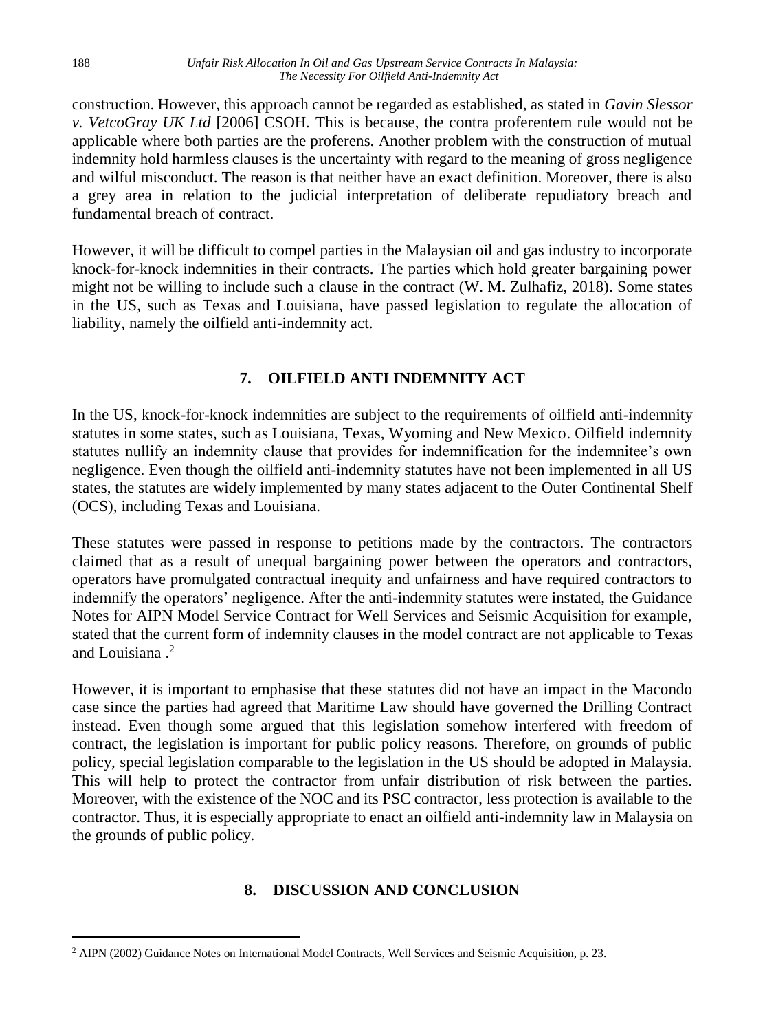construction. However, this approach cannot be regarded as established, as stated in *Gavin Slessor v. VetcoGray UK Ltd* [2006] CSOH. This is because, the contra proferentem rule would not be applicable where both parties are the proferens. Another problem with the construction of mutual indemnity hold harmless clauses is the uncertainty with regard to the meaning of gross negligence and wilful misconduct. The reason is that neither have an exact definition. Moreover, there is also a grey area in relation to the judicial interpretation of deliberate repudiatory breach and fundamental breach of contract.

However, it will be difficult to compel parties in the Malaysian oil and gas industry to incorporate knock-for-knock indemnities in their contracts. The parties which hold greater bargaining power might not be willing to include such a clause in the contract (W. M. Zulhafiz, 2018). Some states in the US, such as Texas and Louisiana, have passed legislation to regulate the allocation of liability, namely the oilfield anti-indemnity act.

## 7. OILFIELD ANTI INDEMNITY ACT

In the US, knock-for-knock indemnities are subject to the requirements of oilfield anti-indemnity statutes in some states, such as Louisiana, Texas, Wyoming and New Mexico. Oilfield indemnity statutes nullify an indemnity clause that provides for indemnification for the indemnitee's own negligence. Even though the oilfield anti-indemnity statutes have not been implemented in all US states, the statutes are widely implemented by many states adjacent to the Outer Continental Shelf (OCS), including Texas and Louisiana.

These statutes were passed in response to petitions made by the contractors. The contractors claimed that as a result of unequal bargaining power between the operators and contractors, operators have promulgated contractual inequity and unfairness and have required contractors to indemnify the operators' negligence. After the anti-indemnity statutes were instated, the Guidance Notes for AIPN Model Service Contract for Well Services and Seismic Acquisition for example, stated that the current form of indemnity clauses in the model contract are not applicable to Texas and Louisiana .[2]

However, it is important to emphasise that these statutes did not have an impact in the Macondo case since the parties had agreed that Maritime Law should have governed the Drilling Contract instead. Even though some argued that this legislation somehow interfered with freedom of contract, the legislation is important for public policy reasons. Therefore, on grounds of public policy, special legislation comparable to the legislation in the US should be adopted in Malaysia. This will help to protect the contractor from unfair distribution of risk between the parties. Moreover, with the existence of the NOC and its PSC contractor, less protection is available to the contractor. Thus, it is especially appropriate to enact an oilfield anti-indemnity law in Malaysia on the grounds of public policy.

## 8. DISCUSSION AND CONCLUSION

[2] AIPN (2002) Guidance Notes on International Model Contracts, Well Services and Seismic Acquisition, p. 23.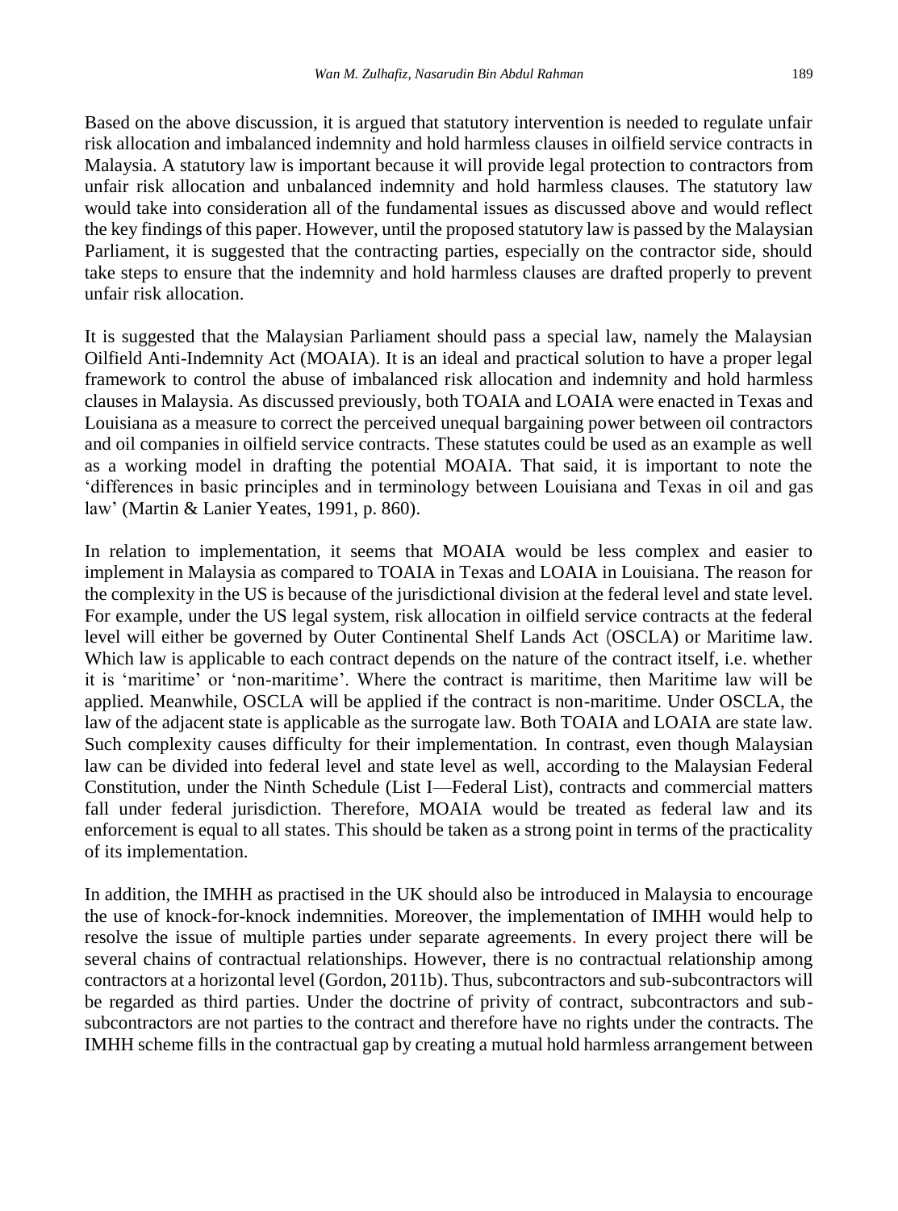Based on the above discussion, it is argued that statutory intervention is needed to regulate unfair risk allocation and imbalanced indemnity and hold harmless clauses in oilfield service contracts in Malaysia. A statutory law is important because it will provide legal protection to contractors from unfair risk allocation and unbalanced indemnity and hold harmless clauses. The statutory law would take into consideration all of the fundamental issues as discussed above and would reflect the key findings of this paper. However, until the proposed statutory law is passed by the Malaysian Parliament, it is suggested that the contracting parties, especially on the contractor side, should take steps to ensure that the indemnity and hold harmless clauses are drafted properly to prevent unfair risk allocation.

It is suggested that the Malaysian Parliament should pass a special law, namely the Malaysian Oilfield Anti-Indemnity Act (MOAIA). It is an ideal and practical solution to have a proper legal framework to control the abuse of imbalanced risk allocation and indemnity and hold harmless clauses in Malaysia. As discussed previously, both TOAIA and LOAIA were enacted in Texas and Louisiana as a measure to correct the perceived unequal bargaining power between oil contractors and oil companies in oilfield service contracts. These statutes could be used as an example as well as a working model in drafting the potential MOAIA. That said, it is important to note the 'differences in basic principles and in terminology between Louisiana and Texas in oil and gas law' (Martin & Lanier Yeates, 1991, p. 860).

In relation to implementation, it seems that MOAIA would be less complex and easier to implement in Malaysia as compared to TOAIA in Texas and LOAIA in Louisiana. The reason for the complexity in the US is because of the jurisdictional division at the federal level and state level. For example, under the US legal system, risk allocation in oilfield service contracts at the federal level will either be governed by Outer Continental Shelf Lands Act (OSCLA) or Maritime law. Which law is applicable to each contract depends on the nature of the contract itself, i.e. whether it is 'maritime' or 'non-maritime'. Where the contract is maritime, then Maritime law will be applied. Meanwhile, OSCLA will be applied if the contract is non-maritime. Under OSCLA, the law of the adjacent state is applicable as the surrogate law. Both TOAIA and LOAIA are state law. Such complexity causes difficulty for their implementation. In contrast, even though Malaysian law can be divided into federal level and state level as well, according to the Malaysian Federal Constitution, under the Ninth Schedule (List I—Federal List), contracts and commercial matters fall under federal jurisdiction. Therefore, MOAIA would be treated as federal law and its enforcement is equal to all states. This should be taken as a strong point in terms of the practicality of its implementation.

In addition, the IMHH as practised in the UK should also be introduced in Malaysia to encourage the use of knock-for-knock indemnities. Moreover, the implementation of IMHH would help to resolve the issue of multiple parties under separate agreements. In every project there will be several chains of contractual relationships. However, there is no contractual relationship among contractors at a horizontal level (Gordon, 2011b). Thus, subcontractors and sub-subcontractors will be regarded as third parties. Under the doctrine of privity of contract, subcontractors and sub-subcontractors are not parties to the contract and therefore have no rights under the contracts. The IMHH scheme fills in the contractual gap by creating a mutual hold harmless arrangement between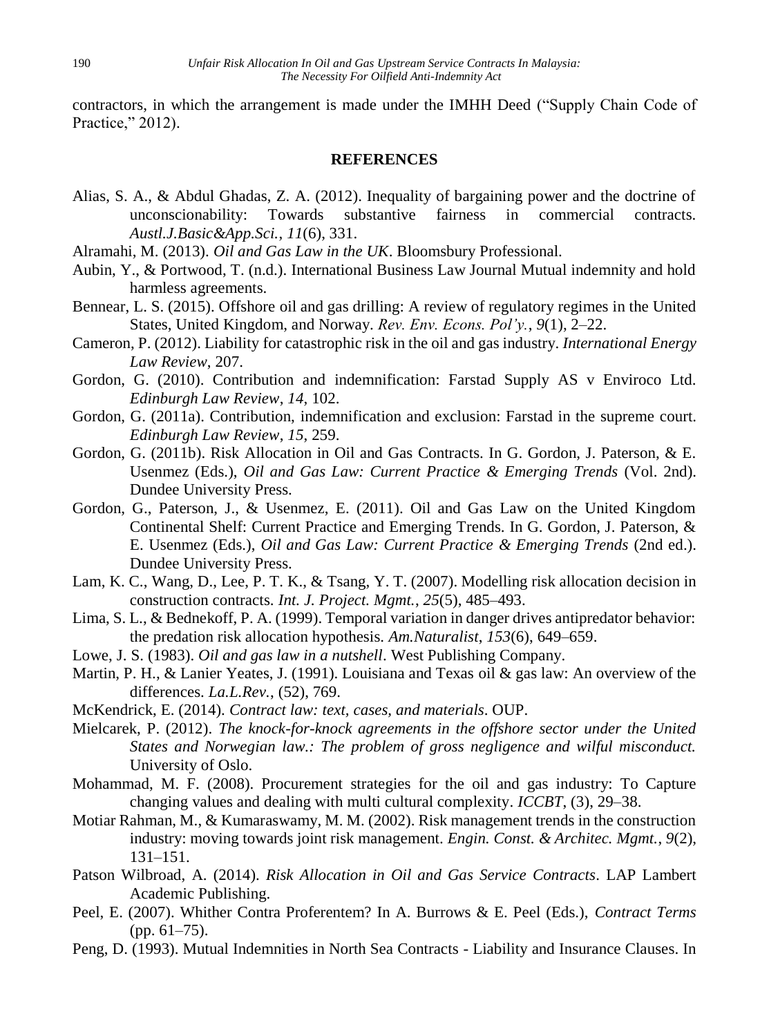contractors, in which the arrangement is made under the IMHH Deed ("Supply Chain Code of Practice," 2012).

## REFERENCES

Alias, S. A., & Abdul Ghadas, Z. A. (2012). Inequality of bargaining power and the doctrine of unconscionability: Towards substantive fairness in commercial contracts. *Austl.J.Basic&App.Sci.*, *11*(6), 331.

Alramahi, M. (2013). *Oil and Gas Law in the UK*. Bloomsbury Professional.

Aubin, Y., & Portwood, T. (n.d.). International Business Law Journal Mutual indemnity and hold harmless agreements.

Bennear, L. S. (2015). Offshore oil and gas drilling: A review of regulatory regimes in the United States, United Kingdom, and Norway. *Rev. Env. Econs. Pol'y.*, *9*(1), 2–22.

Cameron, P. (2012). Liability for catastrophic risk in the oil and gas industry. *International Energy Law Review*, 207.

Gordon, G. (2010). Contribution and indemnification: Farstad Supply AS v Enviroco Ltd. *Edinburgh Law Review*, *14*, 102.

Gordon, G. (2011a). Contribution, indemnification and exclusion: Farstad in the supreme court. *Edinburgh Law Review*, *15*, 259.

Gordon, G. (2011b). Risk Allocation in Oil and Gas Contracts. In G. Gordon, J. Paterson, & E. Usenmez (Eds.), *Oil and Gas Law: Current Practice & Emerging Trends* (Vol. 2nd). Dundee University Press.

Gordon, G., Paterson, J., & Usenmez, E. (2011). Oil and Gas Law on the United Kingdom Continental Shelf: Current Practice and Emerging Trends. In G. Gordon, J. Paterson, & E. Usenmez (Eds.), *Oil and Gas Law: Current Practice & Emerging Trends* (2nd ed.). Dundee University Press.

Lam, K. C., Wang, D., Lee, P. T. K., & Tsang, Y. T. (2007). Modelling risk allocation decision in construction contracts. *Int. J. Project. Mgmt.*, *25*(5), 485–493.

Lima, S. L., & Bednekoff, P. A. (1999). Temporal variation in danger drives antipredator behavior: the predation risk allocation hypothesis. *Am.Naturalist*, *153*(6), 649–659.

Lowe, J. S. (1983). *Oil and gas law in a nutshell*. West Publishing Company.

Martin, P. H., & Lanier Yeates, J. (1991). Louisiana and Texas oil & gas law: An overview of the differences. *La.L.Rev.*, (52), 769.

McKendrick, E. (2014). *Contract law: text, cases, and materials*. OUP.

Mielcarek, P. (2012). *The knock-for-knock agreements in the offshore sector under the United States and Norwegian law.: The problem of gross negligence and wilful misconduct.* University of Oslo.

Mohammad, M. F. (2008). Procurement strategies for the oil and gas industry: To Capture changing values and dealing with multi cultural complexity. *ICCBT*, (3), 29–38.

Motiar Rahman, M., & Kumaraswamy, M. M. (2002). Risk management trends in the construction industry: moving towards joint risk management. *Engin. Const. & Architec. Mgmt.*, *9*(2), 131–151.

Patson Wilbroad, A. (2014). *Risk Allocation in Oil and Gas Service Contracts*. LAP Lambert Academic Publishing.

Peel, E. (2007). Whither Contra Proferentem? In A. Burrows & E. Peel (Eds.), *Contract Terms* (pp. 61–75).

Peng, D. (1993). Mutual Indemnities in North Sea Contracts - Liability and Insurance Clauses. In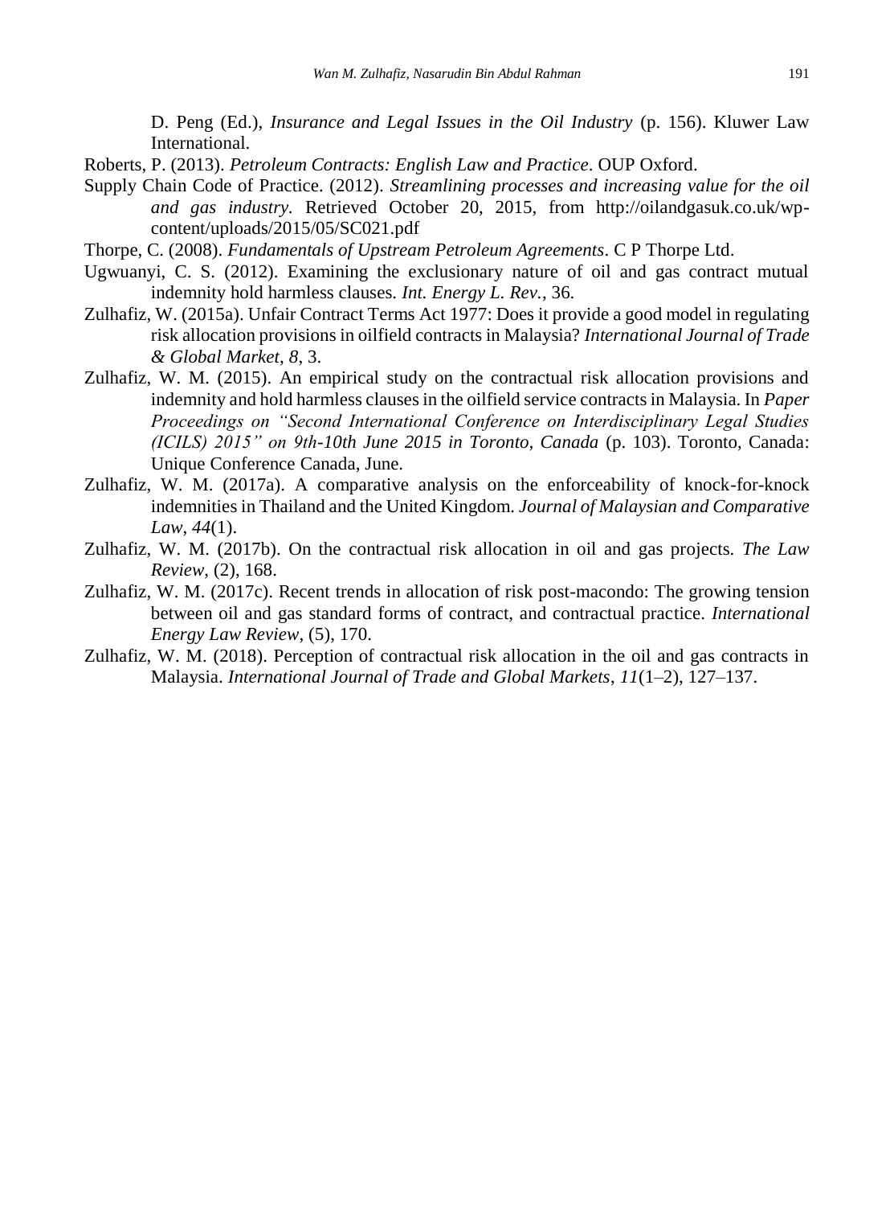D. Peng (Ed.), *Insurance and Legal Issues in the Oil Industry* (p. 156). Kluwer Law International.

Roberts, P. (2013). *Petroleum Contracts: English Law and Practice*. OUP Oxford.

Supply Chain Code of Practice. (2012). *Streamlining processes and increasing value for the oil and gas industry*. Retrieved October 20, 2015, from http://oilandgasuk.co.uk/wp-content/uploads/2015/05/SC021.pdf

Thorpe, C. (2008). *Fundamentals of Upstream Petroleum Agreements*. C P Thorpe Ltd.

Ugwuanyi, C. S. (2012). Examining the exclusionary nature of oil and gas contract mutual indemnity hold harmless clauses. *Int. Energy L. Rev.*, 36.

Zulhafiz, W. (2015a). Unfair Contract Terms Act 1977: Does it provide a good model in regulating risk allocation provisions in oilfield contracts in Malaysia? *International Journal of Trade & Global Market*, *8*, 3.

Zulhafiz, W. M. (2015). An empirical study on the contractual risk allocation provisions and indemnity and hold harmless clauses in the oilfield service contracts in Malaysia. In *Paper Proceedings on "Second International Conference on Interdisciplinary Legal Studies (ICILS) 2015" on 9th-10th June 2015 in Toronto, Canada* (p. 103). Toronto, Canada: Unique Conference Canada, June.

Zulhafiz, W. M. (2017a). A comparative analysis on the enforceability of knock-for-knock indemnities in Thailand and the United Kingdom. *Journal of Malaysian and Comparative Law*, *44*(1).

Zulhafiz, W. M. (2017b). On the contractual risk allocation in oil and gas projects. *The Law Review*, (2), 168.

Zulhafiz, W. M. (2017c). Recent trends in allocation of risk post-macondo: The growing tension between oil and gas standard forms of contract, and contractual practice. *International Energy Law Review*, (5), 170.

Zulhafiz, W. M. (2018). Perception of contractual risk allocation in the oil and gas contracts in Malaysia. *International Journal of Trade and Global Markets*, *11*(1–2), 127–137.